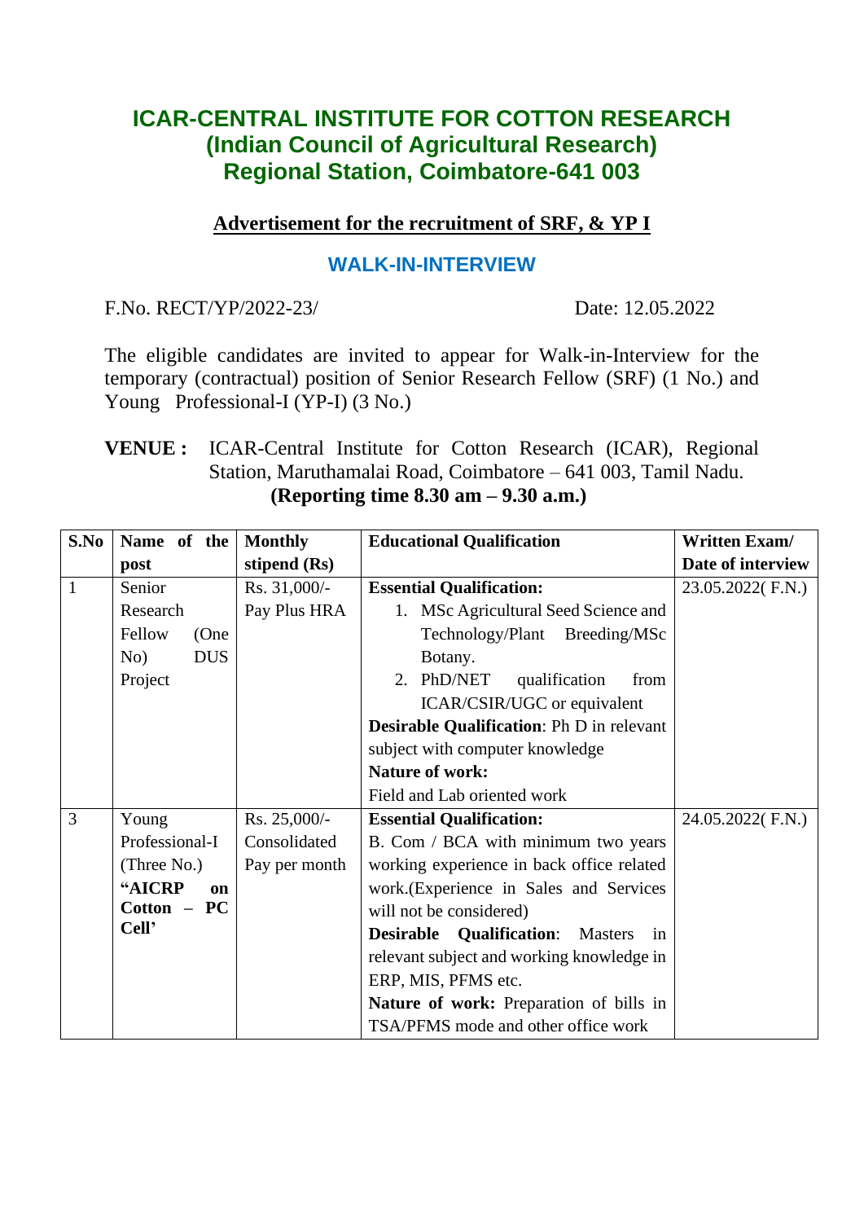# ICAR-CENTRAL INSTITUTE FOR COTTON RESEARCH
# (Indian Council of Agricultural Research)
# Regional Station, Coimbatore-641 003

## Advertisement for the recruitment of SRF, & YP I

## WALK-IN-INTERVIEW

F.No. RECT/YP/2022-23/ Date: 12.05.2022

The eligible candidates are invited to appear for Walk-in-Interview for the temporary (contractual) position of Senior Research Fellow (SRF) (1 No.) and Young Professional-I (YP-I) (3 No.)

**VENUE :** ICAR-Central Institute for Cotton Research (ICAR), Regional Station, Maruthamalai Road, Coimbatore – 641 003, Tamil Nadu.
**(Reporting time 8.30 am – 9.30 a.m.)**

| S.No | Name of the post | Monthly stipend (Rs) | Educational Qualification | Written Exam/ Date of interview |
|---|---|---|---|---|
| 1 | Senior Research Fellow (One No) DUS Project | Rs. 31,000/- Pay Plus HRA | **Essential Qualification:** 1. MSc Agricultural Seed Science and Technology/Plant Breeding/MSc Botany. 2. PhD/NET qualification from ICAR/CSIR/UGC or equivalent **Desirable Qualification**: Ph D in relevant subject with computer knowledge **Nature of work:** Field and Lab oriented work | 23.05.2022( F.N.) |
| 3 | Young Professional-I (Three No.) **"AICRP on Cotton – PC Cell'** | Rs. 25,000/- Consolidated Pay per month | **Essential Qualification:** B. Com / BCA with minimum two years working experience in back office related work.(Experience in Sales and Services will not be considered) **Desirable Qualification**: Masters in relevant subject and working knowledge in ERP, MIS, PFMS etc. **Nature of work:** Preparation of bills in TSA/PFMS mode and other office work | 24.05.2022( F.N.) |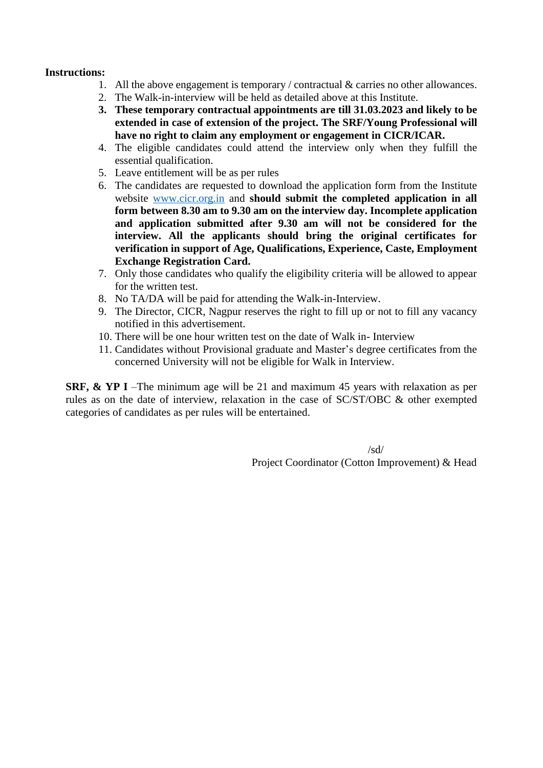**Instructions:**

1. All the above engagement is temporary / contractual & carries no other allowances.
2. The Walk-in-interview will be held as detailed above at this Institute.
3. **These temporary contractual appointments are till 31.03.2023 and likely to be extended in case of extension of the project. The SRF/Young Professional will have no right to claim any employment or engagement in CICR/ICAR.**
4. The eligible candidates could attend the interview only when they fulfill the essential qualification.
5. Leave entitlement will be as per rules
6. The candidates are requested to download the application form from the Institute website [www.cicr.org.in](http://www.cicr.org.in) and **should submit the completed application in all form between 8.30 am to 9.30 am on the interview day. Incomplete application and application submitted after 9.30 am will not be considered for the interview. All the applicants should bring the original certificates for verification in support of Age, Qualifications, Experience, Caste, Employment Exchange Registration Card.**
7. Only those candidates who qualify the eligibility criteria will be allowed to appear for the written test.
8. No TA/DA will be paid for attending the Walk-in-Interview.
9. The Director, CICR, Nagpur reserves the right to fill up or not to fill any vacancy notified in this advertisement.
10. There will be one hour written test on the date of Walk in- Interview
11. Candidates without Provisional graduate and Master's degree certificates from the concerned University will not be eligible for Walk in Interview.

**SRF, & YP I** –The minimum age will be 21 and maximum 45 years with relaxation as per rules as on the date of interview, relaxation in the case of SC/ST/OBC & other exempted categories of candidates as per rules will be entertained.

/sd/

Project Coordinator (Cotton Improvement) & Head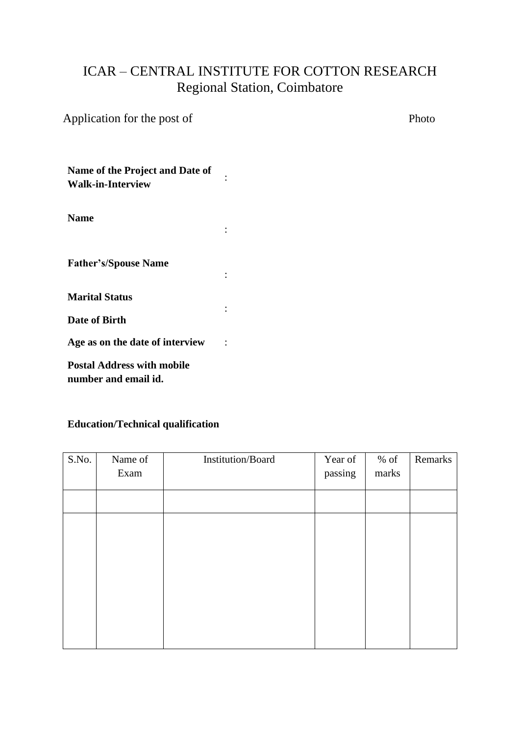# ICAR – CENTRAL INSTITUTE FOR COTTON RESEARCH
## Regional Station, Coimbatore

Application for the post of Photo

**Name of the Project and Date of Walk-in-Interview** :

**Name** :

**Father's/Spouse Name** :

**Marital Status** :

**Date of Birth**

**Age as on the date of interview** :

**Postal Address with mobile number and email id.**

**Education/Technical qualification**

| S.No. | Name of Exam | Institution/Board | Year of passing | % of marks | Remarks |
|---|---|---|---|---|---|
| | | | | | |
| | | | | | |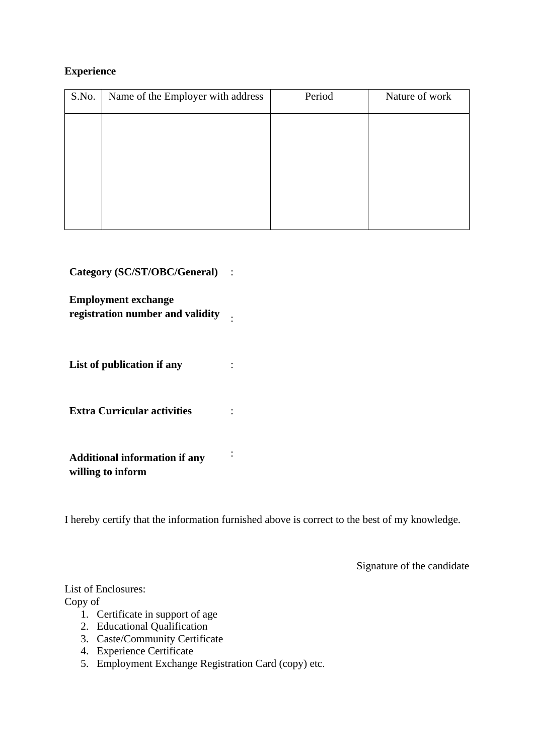**Experience**

| S.No. | Name of the Employer with address | Period | Nature of work |
|---|---|---|---|
| | | | |

**Category (SC/ST/OBC/General)** :

**Employment exchange registration number and validity** :

**List of publication if any** :

**Extra Curricular activities** :

**Additional information if any willing to inform** :

I hereby certify that the information furnished above is correct to the best of my knowledge.

Signature of the candidate

List of Enclosures:
Copy of

1. Certificate in support of age
2. Educational Qualification
3. Caste/Community Certificate
4. Experience Certificate
5. Employment Exchange Registration Card (copy) etc.